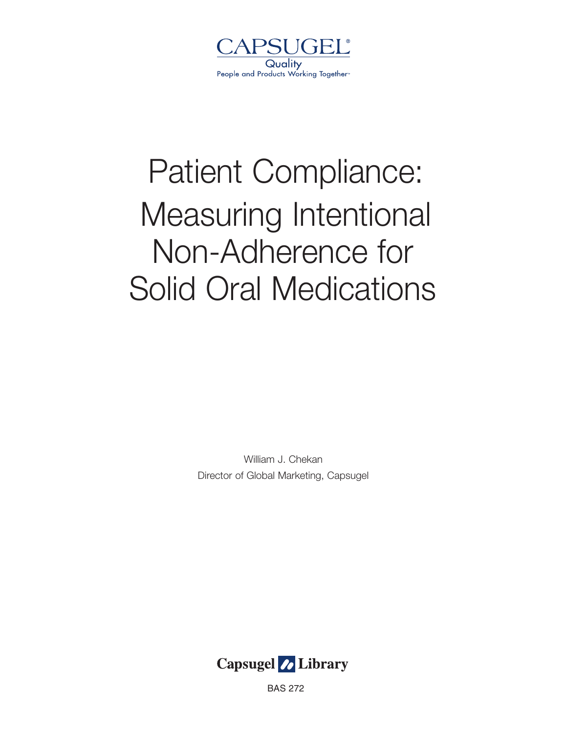CAPSUGEL®

Quality

People and Products Working Together™

# Patient Compliance: Measuring Intentional Non-Adherence for Solid Oral Medications

William J. Chekan

Director of Global Marketing, Capsugel

Capsugel Library

BAS 272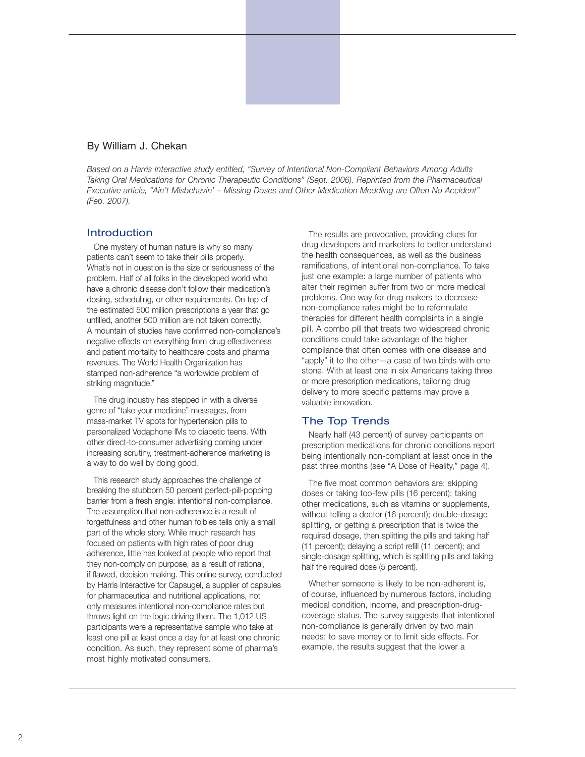By William J. Chekan

*Based on a Harris Interactive study entitled, "Survey of Intentional Non-Compliant Behaviors Among Adults Taking Oral Medications for Chronic Therapeutic Conditions" (Sept. 2006). Reprinted from the Pharmaceutical Executive article, "Ain't Misbehavin' – Missing Doses and Other Medication Meddling are Often No Accident" (Feb. 2007).*

## Introduction

One mystery of human nature is why so many patients can't seem to take their pills properly. What's not in question is the size or seriousness of the problem. Half of all folks in the developed world who have a chronic disease don't follow their medication's dosing, scheduling, or other requirements. On top of the estimated 500 million prescriptions a year that go unfilled, another 500 million are not taken correctly. A mountain of studies have confirmed non-compliance's negative effects on everything from drug effectiveness and patient mortality to healthcare costs and pharma revenues. The World Health Organization has stamped non-adherence "a worldwide problem of striking magnitude."

The drug industry has stepped in with a diverse genre of "take your medicine" messages, from mass-market TV spots for hypertension pills to personalized Vodaphone IMs to diabetic teens. With other direct-to-consumer advertising coming under increasing scrutiny, treatment-adherence marketing is a way to do well by doing good.

This research study approaches the challenge of breaking the stubborn 50 percent perfect-pill-popping barrier from a fresh angle: intentional non-compliance. The assumption that non-adherence is a result of forgetfulness and other human foibles tells only a small part of the whole story. While much research has focused on patients with high rates of poor drug adherence, little has looked at people who report that they non-comply on purpose, as a result of rational, if flawed, decision making. This online survey, conducted by Harris Interactive for Capsugel, a supplier of capsules for pharmaceutical and nutritional applications, not only measures intentional non-compliance rates but throws light on the logic driving them. The 1,012 US participants were a representative sample who take at least one pill at least once a day for at least one chronic condition. As such, they represent some of pharma's most highly motivated consumers.

The results are provocative, providing clues for drug developers and marketers to better understand the health consequences, as well as the business ramifications, of intentional non-compliance. To take just one example: a large number of patients who alter their regimen suffer from two or more medical problems. One way for drug makers to decrease non-compliance rates might be to reformulate therapies for different health complaints in a single pill. A combo pill that treats two widespread chronic conditions could take advantage of the higher compliance that often comes with one disease and "apply" it to the other—a case of two birds with one stone. With at least one in six Americans taking three or more prescription medications, tailoring drug delivery to more specific patterns may prove a valuable innovation.

## The Top Trends

Nearly half (43 percent) of survey participants on prescription medications for chronic conditions report being intentionally non-compliant at least once in the past three months (see "A Dose of Reality," page 4).

The five most common behaviors are: skipping doses or taking too-few pills (16 percent); taking other medications, such as vitamins or supplements, without telling a doctor (16 percent); double-dosage splitting, or getting a prescription that is twice the required dosage, then splitting the pills and taking half (11 percent); delaying a script refill (11 percent); and single-dosage splitting, which is splitting pills and taking half the required dose (5 percent).

Whether someone is likely to be non-adherent is, of course, influenced by numerous factors, including medical condition, income, and prescription-drug-coverage status. The survey suggests that intentional non-compliance is generally driven by two main needs: to save money or to limit side effects. For example, the results suggest that the lower a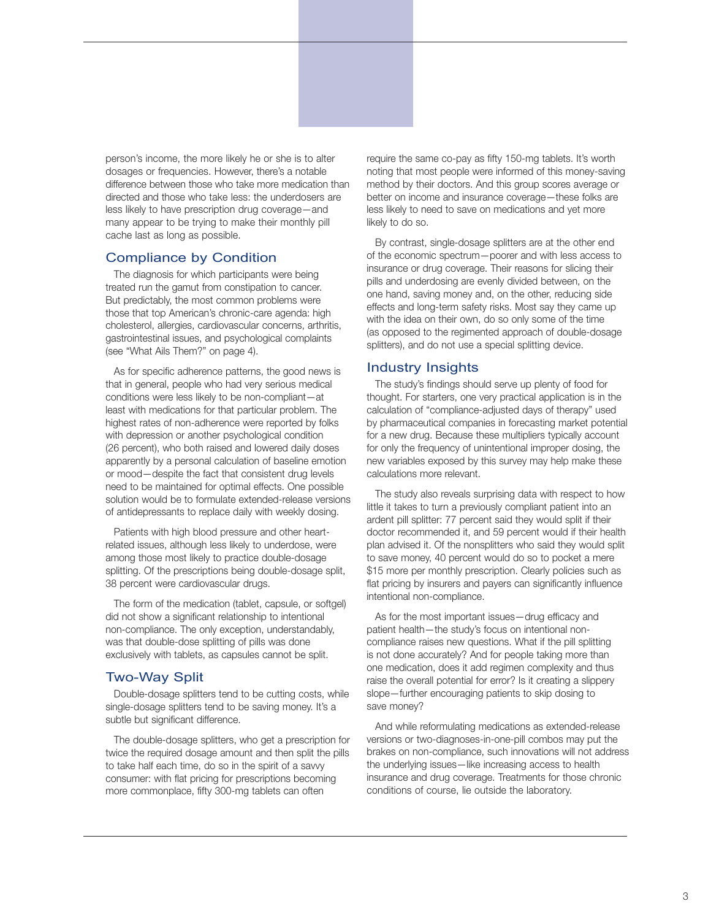person's income, the more likely he or she is to alter dosages or frequencies. However, there's a notable difference between those who take more medication than directed and those who take less: the underdosers are less likely to have prescription drug coverage—and many appear to be trying to make their monthly pill cache last as long as possible.

## Compliance by Condition

The diagnosis for which participants were being treated run the gamut from constipation to cancer. But predictably, the most common problems were those that top American's chronic-care agenda: high cholesterol, allergies, cardiovascular concerns, arthritis, gastrointestinal issues, and psychological complaints (see "What Ails Them?" on page 4).

As for specific adherence patterns, the good news is that in general, people who had very serious medical conditions were less likely to be non-compliant—at least with medications for that particular problem. The highest rates of non-adherence were reported by folks with depression or another psychological condition (26 percent), who both raised and lowered daily doses apparently by a personal calculation of baseline emotion or mood—despite the fact that consistent drug levels need to be maintained for optimal effects. One possible solution would be to formulate extended-release versions of antidepressants to replace daily with weekly dosing.

Patients with high blood pressure and other heart-related issues, although less likely to underdose, were among those most likely to practice double-dosage splitting. Of the prescriptions being double-dosage split, 38 percent were cardiovascular drugs.

The form of the medication (tablet, capsule, or softgel) did not show a significant relationship to intentional non-compliance. The only exception, understandably, was that double-dose splitting of pills was done exclusively with tablets, as capsules cannot be split.

## Two-Way Split

Double-dosage splitters tend to be cutting costs, while single-dosage splitters tend to be saving money. It's a subtle but significant difference.

The double-dosage splitters, who get a prescription for twice the required dosage amount and then split the pills to take half each time, do so in the spirit of a savvy consumer: with flat pricing for prescriptions becoming more commonplace, fifty 300-mg tablets can often require the same co-pay as fifty 150-mg tablets. It's worth noting that most people were informed of this money-saving method by their doctors. And this group scores average or better on income and insurance coverage—these folks are less likely to need to save on medications and yet more likely to do so.

By contrast, single-dosage splitters are at the other end of the economic spectrum—poorer and with less access to insurance or drug coverage. Their reasons for slicing their pills and underdosing are evenly divided between, on the one hand, saving money and, on the other, reducing side effects and long-term safety risks. Most say they came up with the idea on their own, do so only some of the time (as opposed to the regimented approach of double-dosage splitters), and do not use a special splitting device.

## Industry Insights

The study's findings should serve up plenty of food for thought. For starters, one very practical application is in the calculation of "compliance-adjusted days of therapy" used by pharmaceutical companies in forecasting market potential for a new drug. Because these multipliers typically account for only the frequency of unintentional improper dosing, the new variables exposed by this survey may help make these calculations more relevant.

The study also reveals surprising data with respect to how little it takes to turn a previously compliant patient into an ardent pill splitter: 77 percent said they would split if their doctor recommended it, and 59 percent would if their health plan advised it. Of the nonsplitters who said they would split to save money, 40 percent would do so to pocket a mere $15 more per monthly prescription. Clearly policies such as flat pricing by insurers and payers can significantly influence intentional non-compliance.

As for the most important issues—drug efficacy and patient health—the study's focus on intentional non-compliance raises new questions. What if the pill splitting is not done accurately? And for people taking more than one medication, does it add regimen complexity and thus raise the overall potential for error? Is it creating a slippery slope—further encouraging patients to skip dosing to save money?

And while reformulating medications as extended-release versions or two-diagnoses-in-one-pill combos may put the brakes on non-compliance, such innovations will not address the underlying issues—like increasing access to health insurance and drug coverage. Treatments for those chronic conditions of course, lie outside the laboratory.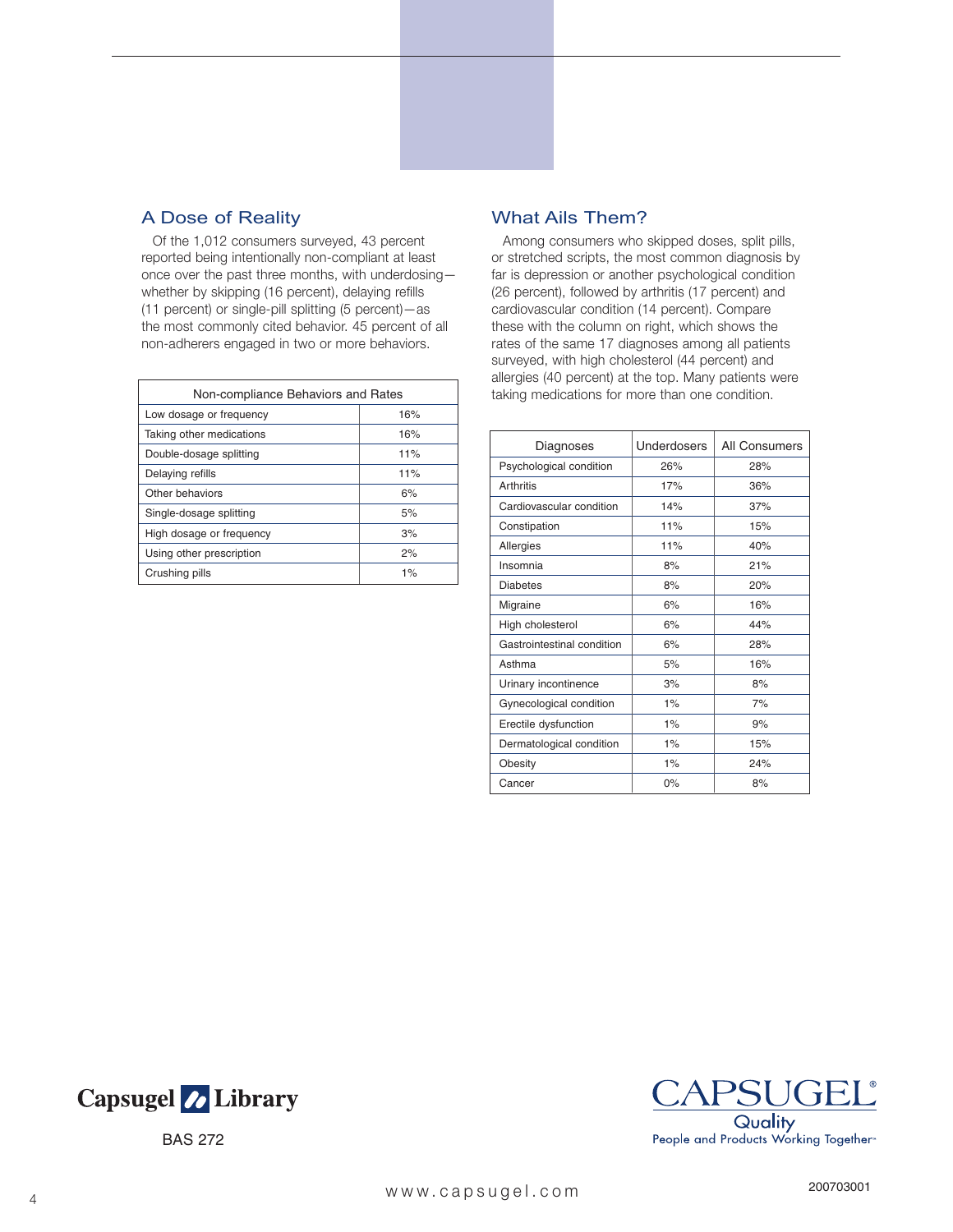## A Dose of Reality

Of the 1,012 consumers surveyed, 43 percent reported being intentionally non-compliant at least once over the past three months, with underdosing—whether by skipping (16 percent), delaying refills (11 percent) or single-pill splitting (5 percent)—as the most commonly cited behavior. 45 percent of all non-adherers engaged in two or more behaviors.

| Non-compliance Behaviors and Rates | |
|---|---|
| Low dosage or frequency | 16% |
| Taking other medications | 16% |
| Double-dosage splitting | 11% |
| Delaying refills | 11% |
| Other behaviors | 6% |
| Single-dosage splitting | 5% |
| High dosage or frequency | 3% |
| Using other prescription | 2% |
| Crushing pills | 1% |

## What Ails Them?

Among consumers who skipped doses, split pills, or stretched scripts, the most common diagnosis by far is depression or another psychological condition (26 percent), followed by arthritis (17 percent) and cardiovascular condition (14 percent). Compare these with the column on right, which shows the rates of the same 17 diagnoses among all patients surveyed, with high cholesterol (44 percent) and allergies (40 percent) at the top. Many patients were taking medications for more than one condition.

| Diagnoses | Underdosers | All Consumers |
|---|---|---|
| Psychological condition | 26% | 28% |
| Arthritis | 17% | 36% |
| Cardiovascular condition | 14% | 37% |
| Constipation | 11% | 15% |
| Allergies | 11% | 40% |
| Insomnia | 8% | 21% |
| Diabetes | 8% | 20% |
| Migraine | 6% | 16% |
| High cholesterol | 6% | 44% |
| Gastrointestinal condition | 6% | 28% |
| Asthma | 5% | 16% |
| Urinary incontinence | 3% | 8% |
| Gynecological condition | 1% | 7% |
| Erectile dysfunction | 1% | 9% |
| Dermatological condition | 1% | 15% |
| Obesity | 1% | 24% |
| Cancer | 0% | 8% |

Capsugel Library

BAS 272

CAPSUGEL®
Quality
People and Products Working Together™

www.capsugel.com

200703001